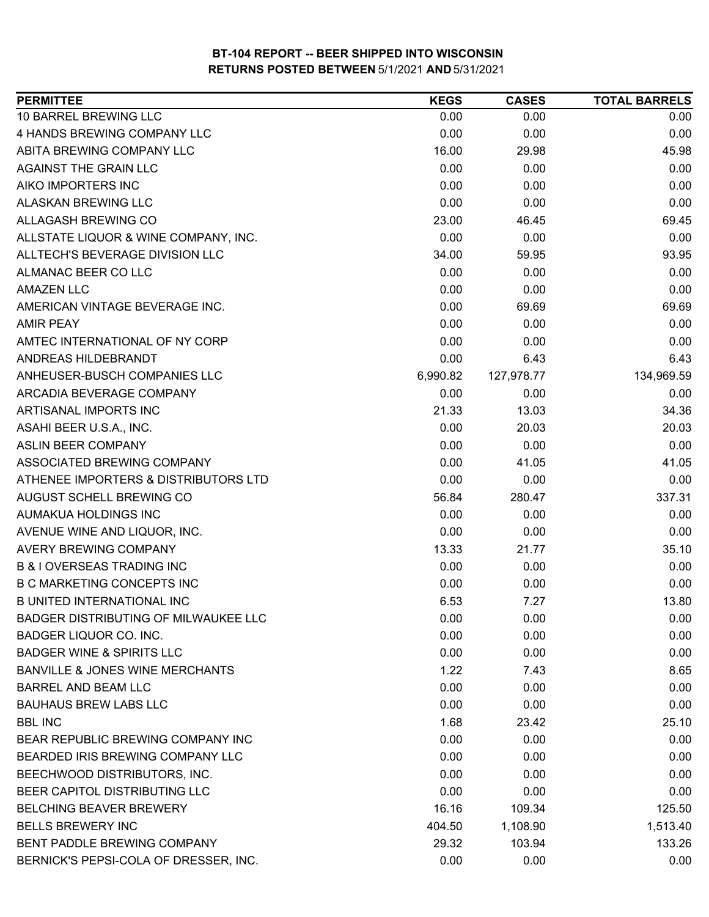# BT-104 REPORT -- BEER SHIPPED INTO WISCONSIN

## RETURNS POSTED BETWEEN 5/1/2021 AND 5/31/2021

| PERMITTEE | KEGS | CASES | TOTAL BARRELS |
|---|---|---|---|
| 10 BARREL BREWING LLC | 0.00 | 0.00 | 0.00 |
| 4 HANDS BREWING COMPANY LLC | 0.00 | 0.00 | 0.00 |
| ABITA BREWING COMPANY LLC | 16.00 | 29.98 | 45.98 |
| AGAINST THE GRAIN LLC | 0.00 | 0.00 | 0.00 |
| AIKO IMPORTERS INC | 0.00 | 0.00 | 0.00 |
| ALASKAN BREWING LLC | 0.00 | 0.00 | 0.00 |
| ALLAGASH BREWING CO | 23.00 | 46.45 | 69.45 |
| ALLSTATE LIQUOR & WINE COMPANY, INC. | 0.00 | 0.00 | 0.00 |
| ALLTECH'S BEVERAGE DIVISION LLC | 34.00 | 59.95 | 93.95 |
| ALMANAC BEER CO LLC | 0.00 | 0.00 | 0.00 |
| AMAZEN LLC | 0.00 | 0.00 | 0.00 |
| AMERICAN VINTAGE BEVERAGE INC. | 0.00 | 69.69 | 69.69 |
| AMIR PEAY | 0.00 | 0.00 | 0.00 |
| AMTEC INTERNATIONAL OF NY CORP | 0.00 | 0.00 | 0.00 |
| ANDREAS HILDEBRANDT | 0.00 | 6.43 | 6.43 |
| ANHEUSER-BUSCH COMPANIES LLC | 6,990.82 | 127,978.77 | 134,969.59 |
| ARCADIA BEVERAGE COMPANY | 0.00 | 0.00 | 0.00 |
| ARTISANAL IMPORTS INC | 21.33 | 13.03 | 34.36 |
| ASAHI BEER U.S.A., INC. | 0.00 | 20.03 | 20.03 |
| ASLIN BEER COMPANY | 0.00 | 0.00 | 0.00 |
| ASSOCIATED BREWING COMPANY | 0.00 | 41.05 | 41.05 |
| ATHENEE IMPORTERS & DISTRIBUTORS LTD | 0.00 | 0.00 | 0.00 |
| AUGUST SCHELL BREWING CO | 56.84 | 280.47 | 337.31 |
| AUMAKUA HOLDINGS INC | 0.00 | 0.00 | 0.00 |
| AVENUE WINE AND LIQUOR, INC. | 0.00 | 0.00 | 0.00 |
| AVERY BREWING COMPANY | 13.33 | 21.77 | 35.10 |
| B & I OVERSEAS TRADING INC | 0.00 | 0.00 | 0.00 |
| B C MARKETING CONCEPTS INC | 0.00 | 0.00 | 0.00 |
| B UNITED INTERNATIONAL INC | 6.53 | 7.27 | 13.80 |
| BADGER DISTRIBUTING OF MILWAUKEE LLC | 0.00 | 0.00 | 0.00 |
| BADGER LIQUOR CO. INC. | 0.00 | 0.00 | 0.00 |
| BADGER WINE & SPIRITS LLC | 0.00 | 0.00 | 0.00 |
| BANVILLE & JONES WINE MERCHANTS | 1.22 | 7.43 | 8.65 |
| BARREL AND BEAM LLC | 0.00 | 0.00 | 0.00 |
| BAUHAUS BREW LABS LLC | 0.00 | 0.00 | 0.00 |
| BBL INC | 1.68 | 23.42 | 25.10 |
| BEAR REPUBLIC BREWING COMPANY INC | 0.00 | 0.00 | 0.00 |
| BEARDED IRIS BREWING COMPANY LLC | 0.00 | 0.00 | 0.00 |
| BEECHWOOD DISTRIBUTORS, INC. | 0.00 | 0.00 | 0.00 |
| BEER CAPITOL DISTRIBUTING LLC | 0.00 | 0.00 | 0.00 |
| BELCHING BEAVER BREWERY | 16.16 | 109.34 | 125.50 |
| BELLS BREWERY INC | 404.50 | 1,108.90 | 1,513.40 |
| BENT PADDLE BREWING COMPANY | 29.32 | 103.94 | 133.26 |
| BERNICK'S PEPSI-COLA OF DRESSER, INC. | 0.00 | 0.00 | 0.00 |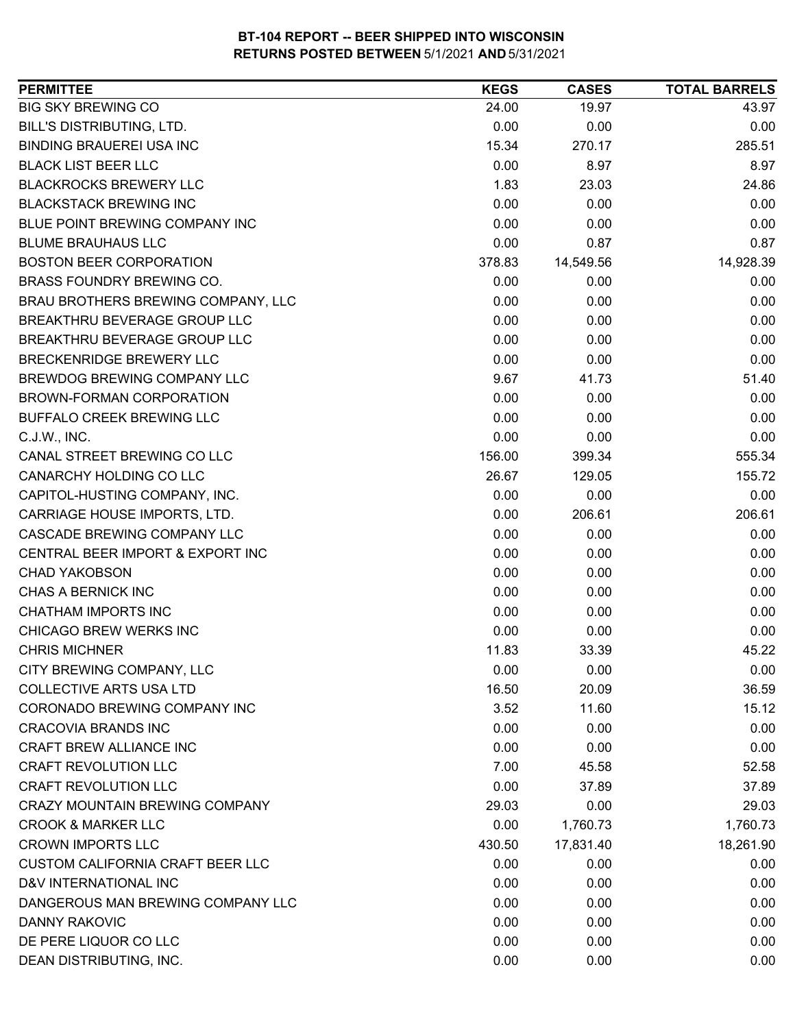**BT-104 REPORT -- BEER SHIPPED INTO WISCONSIN**
**RETURNS POSTED BETWEEN 5/1/2021 AND 5/31/2021**

| PERMITTEE | KEGS | CASES | TOTAL BARRELS |
|---|---|---|---|
| BIG SKY BREWING CO | 24.00 | 19.97 | 43.97 |
| BILL'S DISTRIBUTING, LTD. | 0.00 | 0.00 | 0.00 |
| BINDING BRAUEREI USA INC | 15.34 | 270.17 | 285.51 |
| BLACK LIST BEER LLC | 0.00 | 8.97 | 8.97 |
| BLACKROCKS BREWERY LLC | 1.83 | 23.03 | 24.86 |
| BLACKSTACK BREWING INC | 0.00 | 0.00 | 0.00 |
| BLUE POINT BREWING COMPANY INC | 0.00 | 0.00 | 0.00 |
| BLUME BRAUHAUS LLC | 0.00 | 0.87 | 0.87 |
| BOSTON BEER CORPORATION | 378.83 | 14,549.56 | 14,928.39 |
| BRASS FOUNDRY BREWING CO. | 0.00 | 0.00 | 0.00 |
| BRAU BROTHERS BREWING COMPANY, LLC | 0.00 | 0.00 | 0.00 |
| BREAKTHRU BEVERAGE GROUP LLC | 0.00 | 0.00 | 0.00 |
| BREAKTHRU BEVERAGE GROUP LLC | 0.00 | 0.00 | 0.00 |
| BRECKENRIDGE BREWERY LLC | 0.00 | 0.00 | 0.00 |
| BREWDOG BREWING COMPANY LLC | 9.67 | 41.73 | 51.40 |
| BROWN-FORMAN CORPORATION | 0.00 | 0.00 | 0.00 |
| BUFFALO CREEK BREWING LLC | 0.00 | 0.00 | 0.00 |
| C.J.W., INC. | 0.00 | 0.00 | 0.00 |
| CANAL STREET BREWING CO LLC | 156.00 | 399.34 | 555.34 |
| CANARCHY HOLDING CO LLC | 26.67 | 129.05 | 155.72 |
| CAPITOL-HUSTING COMPANY, INC. | 0.00 | 0.00 | 0.00 |
| CARRIAGE HOUSE IMPORTS, LTD. | 0.00 | 206.61 | 206.61 |
| CASCADE BREWING COMPANY LLC | 0.00 | 0.00 | 0.00 |
| CENTRAL BEER IMPORT & EXPORT INC | 0.00 | 0.00 | 0.00 |
| CHAD YAKOBSON | 0.00 | 0.00 | 0.00 |
| CHAS A BERNICK INC | 0.00 | 0.00 | 0.00 |
| CHATHAM IMPORTS INC | 0.00 | 0.00 | 0.00 |
| CHICAGO BREW WERKS INC | 0.00 | 0.00 | 0.00 |
| CHRIS MICHNER | 11.83 | 33.39 | 45.22 |
| CITY BREWING COMPANY, LLC | 0.00 | 0.00 | 0.00 |
| COLLECTIVE ARTS USA LTD | 16.50 | 20.09 | 36.59 |
| CORONADO BREWING COMPANY INC | 3.52 | 11.60 | 15.12 |
| CRACOVIA BRANDS INC | 0.00 | 0.00 | 0.00 |
| CRAFT BREW ALLIANCE INC | 0.00 | 0.00 | 0.00 |
| CRAFT REVOLUTION LLC | 7.00 | 45.58 | 52.58 |
| CRAFT REVOLUTION LLC | 0.00 | 37.89 | 37.89 |
| CRAZY MOUNTAIN BREWING COMPANY | 29.03 | 0.00 | 29.03 |
| CROOK & MARKER LLC | 0.00 | 1,760.73 | 1,760.73 |
| CROWN IMPORTS LLC | 430.50 | 17,831.40 | 18,261.90 |
| CUSTOM CALIFORNIA CRAFT BEER LLC | 0.00 | 0.00 | 0.00 |
| D&V INTERNATIONAL INC | 0.00 | 0.00 | 0.00 |
| DANGEROUS MAN BREWING COMPANY LLC | 0.00 | 0.00 | 0.00 |
| DANNY RAKOVIC | 0.00 | 0.00 | 0.00 |
| DE PERE LIQUOR CO LLC | 0.00 | 0.00 | 0.00 |
| DEAN DISTRIBUTING, INC. | 0.00 | 0.00 | 0.00 |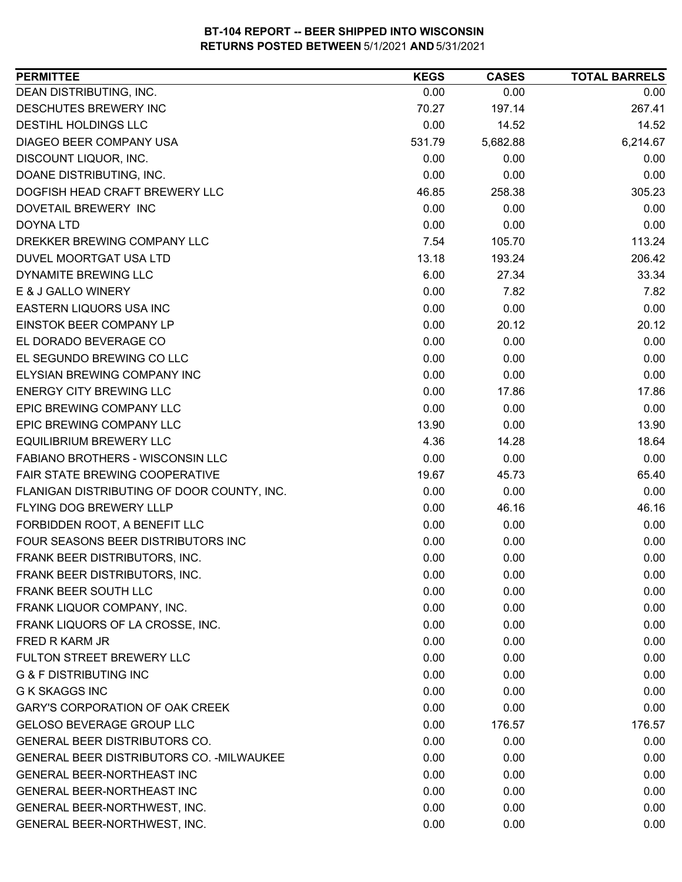# BT-104 REPORT -- BEER SHIPPED INTO WISCONSIN
## RETURNS POSTED BETWEEN 5/1/2021 AND 5/31/2021

| PERMITTEE | KEGS | CASES | TOTAL BARRELS |
|---|---|---|---|
| DEAN DISTRIBUTING, INC. | 0.00 | 0.00 | 0.00 |
| DESCHUTES BREWERY INC | 70.27 | 197.14 | 267.41 |
| DESTIHL HOLDINGS LLC | 0.00 | 14.52 | 14.52 |
| DIAGEO BEER COMPANY USA | 531.79 | 5,682.88 | 6,214.67 |
| DISCOUNT LIQUOR, INC. | 0.00 | 0.00 | 0.00 |
| DOANE DISTRIBUTING, INC. | 0.00 | 0.00 | 0.00 |
| DOGFISH HEAD CRAFT BREWERY LLC | 46.85 | 258.38 | 305.23 |
| DOVETAIL BREWERY INC | 0.00 | 0.00 | 0.00 |
| DOYNA LTD | 0.00 | 0.00 | 0.00 |
| DREKKER BREWING COMPANY LLC | 7.54 | 105.70 | 113.24 |
| DUVEL MOORTGAT USA LTD | 13.18 | 193.24 | 206.42 |
| DYNAMITE BREWING LLC | 6.00 | 27.34 | 33.34 |
| E & J GALLO WINERY | 0.00 | 7.82 | 7.82 |
| EASTERN LIQUORS USA INC | 0.00 | 0.00 | 0.00 |
| EINSTOK BEER COMPANY LP | 0.00 | 20.12 | 20.12 |
| EL DORADO BEVERAGE CO | 0.00 | 0.00 | 0.00 |
| EL SEGUNDO BREWING CO LLC | 0.00 | 0.00 | 0.00 |
| ELYSIAN BREWING COMPANY INC | 0.00 | 0.00 | 0.00 |
| ENERGY CITY BREWING LLC | 0.00 | 17.86 | 17.86 |
| EPIC BREWING COMPANY LLC | 0.00 | 0.00 | 0.00 |
| EPIC BREWING COMPANY LLC | 13.90 | 0.00 | 13.90 |
| EQUILIBRIUM BREWERY LLC | 4.36 | 14.28 | 18.64 |
| FABIANO BROTHERS - WISCONSIN LLC | 0.00 | 0.00 | 0.00 |
| FAIR STATE BREWING COOPERATIVE | 19.67 | 45.73 | 65.40 |
| FLANIGAN DISTRIBUTING OF DOOR COUNTY, INC. | 0.00 | 0.00 | 0.00 |
| FLYING DOG BREWERY LLLP | 0.00 | 46.16 | 46.16 |
| FORBIDDEN ROOT, A BENEFIT LLC | 0.00 | 0.00 | 0.00 |
| FOUR SEASONS BEER DISTRIBUTORS INC | 0.00 | 0.00 | 0.00 |
| FRANK BEER DISTRIBUTORS, INC. | 0.00 | 0.00 | 0.00 |
| FRANK BEER DISTRIBUTORS, INC. | 0.00 | 0.00 | 0.00 |
| FRANK BEER SOUTH LLC | 0.00 | 0.00 | 0.00 |
| FRANK LIQUOR COMPANY, INC. | 0.00 | 0.00 | 0.00 |
| FRANK LIQUORS OF LA CROSSE, INC. | 0.00 | 0.00 | 0.00 |
| FRED R KARM JR | 0.00 | 0.00 | 0.00 |
| FULTON STREET BREWERY LLC | 0.00 | 0.00 | 0.00 |
| G & F DISTRIBUTING INC | 0.00 | 0.00 | 0.00 |
| G K SKAGGS INC | 0.00 | 0.00 | 0.00 |
| GARY'S CORPORATION OF OAK CREEK | 0.00 | 0.00 | 0.00 |
| GELOSO BEVERAGE GROUP LLC | 0.00 | 176.57 | 176.57 |
| GENERAL BEER DISTRIBUTORS CO. | 0.00 | 0.00 | 0.00 |
| GENERAL BEER DISTRIBUTORS CO. -MILWAUKEE | 0.00 | 0.00 | 0.00 |
| GENERAL BEER-NORTHEAST INC | 0.00 | 0.00 | 0.00 |
| GENERAL BEER-NORTHEAST INC | 0.00 | 0.00 | 0.00 |
| GENERAL BEER-NORTHWEST, INC. | 0.00 | 0.00 | 0.00 |
| GENERAL BEER-NORTHWEST, INC. | 0.00 | 0.00 | 0.00 |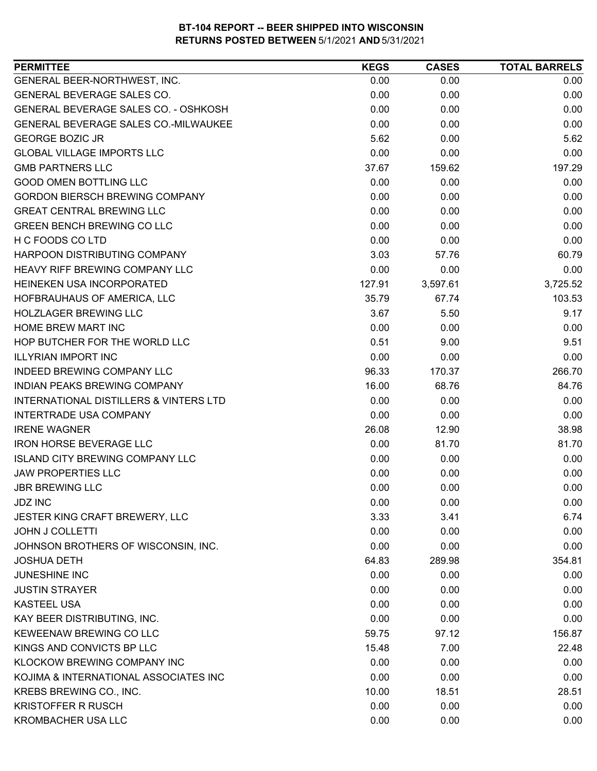**BT-104 REPORT -- BEER SHIPPED INTO WISCONSIN**
**RETURNS POSTED BETWEEN 5/1/2021 AND 5/31/2021**

| PERMITTEE | KEGS | CASES | TOTAL BARRELS |
|---|---|---|---|
| GENERAL BEER-NORTHWEST, INC. | 0.00 | 0.00 | 0.00 |
| GENERAL BEVERAGE SALES CO. | 0.00 | 0.00 | 0.00 |
| GENERAL BEVERAGE SALES CO. - OSHKOSH | 0.00 | 0.00 | 0.00 |
| GENERAL BEVERAGE SALES CO.-MILWAUKEE | 0.00 | 0.00 | 0.00 |
| GEORGE BOZIC JR | 5.62 | 0.00 | 5.62 |
| GLOBAL VILLAGE IMPORTS LLC | 0.00 | 0.00 | 0.00 |
| GMB PARTNERS LLC | 37.67 | 159.62 | 197.29 |
| GOOD OMEN BOTTLING LLC | 0.00 | 0.00 | 0.00 |
| GORDON BIERSCH BREWING COMPANY | 0.00 | 0.00 | 0.00 |
| GREAT CENTRAL BREWING LLC | 0.00 | 0.00 | 0.00 |
| GREEN BENCH BREWING CO LLC | 0.00 | 0.00 | 0.00 |
| H C FOODS CO LTD | 0.00 | 0.00 | 0.00 |
| HARPOON DISTRIBUTING COMPANY | 3.03 | 57.76 | 60.79 |
| HEAVY RIFF BREWING COMPANY LLC | 0.00 | 0.00 | 0.00 |
| HEINEKEN USA INCORPORATED | 127.91 | 3,597.61 | 3,725.52 |
| HOFBRAUHAUS OF AMERICA, LLC | 35.79 | 67.74 | 103.53 |
| HOLZLAGER BREWING LLC | 3.67 | 5.50 | 9.17 |
| HOME BREW MART INC | 0.00 | 0.00 | 0.00 |
| HOP BUTCHER FOR THE WORLD LLC | 0.51 | 9.00 | 9.51 |
| ILLYRIAN IMPORT INC | 0.00 | 0.00 | 0.00 |
| INDEED BREWING COMPANY LLC | 96.33 | 170.37 | 266.70 |
| INDIAN PEAKS BREWING COMPANY | 16.00 | 68.76 | 84.76 |
| INTERNATIONAL DISTILLERS & VINTERS LTD | 0.00 | 0.00 | 0.00 |
| INTERTRADE USA COMPANY | 0.00 | 0.00 | 0.00 |
| IRENE WAGNER | 26.08 | 12.90 | 38.98 |
| IRON HORSE BEVERAGE LLC | 0.00 | 81.70 | 81.70 |
| ISLAND CITY BREWING COMPANY LLC | 0.00 | 0.00 | 0.00 |
| JAW PROPERTIES LLC | 0.00 | 0.00 | 0.00 |
| JBR BREWING LLC | 0.00 | 0.00 | 0.00 |
| JDZ INC | 0.00 | 0.00 | 0.00 |
| JESTER KING CRAFT BREWERY, LLC | 3.33 | 3.41 | 6.74 |
| JOHN J COLLETTI | 0.00 | 0.00 | 0.00 |
| JOHNSON BROTHERS OF WISCONSIN, INC. | 0.00 | 0.00 | 0.00 |
| JOSHUA DETH | 64.83 | 289.98 | 354.81 |
| JUNESHINE INC | 0.00 | 0.00 | 0.00 |
| JUSTIN STRAYER | 0.00 | 0.00 | 0.00 |
| KASTEEL USA | 0.00 | 0.00 | 0.00 |
| KAY BEER DISTRIBUTING, INC. | 0.00 | 0.00 | 0.00 |
| KEWEENAW BREWING CO LLC | 59.75 | 97.12 | 156.87 |
| KINGS AND CONVICTS BP LLC | 15.48 | 7.00 | 22.48 |
| KLOCKOW BREWING COMPANY INC | 0.00 | 0.00 | 0.00 |
| KOJIMA & INTERNATIONAL ASSOCIATES INC | 0.00 | 0.00 | 0.00 |
| KREBS BREWING CO., INC. | 10.00 | 18.51 | 28.51 |
| KRISTOFFER R RUSCH | 0.00 | 0.00 | 0.00 |
| KROMBACHER USA LLC | 0.00 | 0.00 | 0.00 |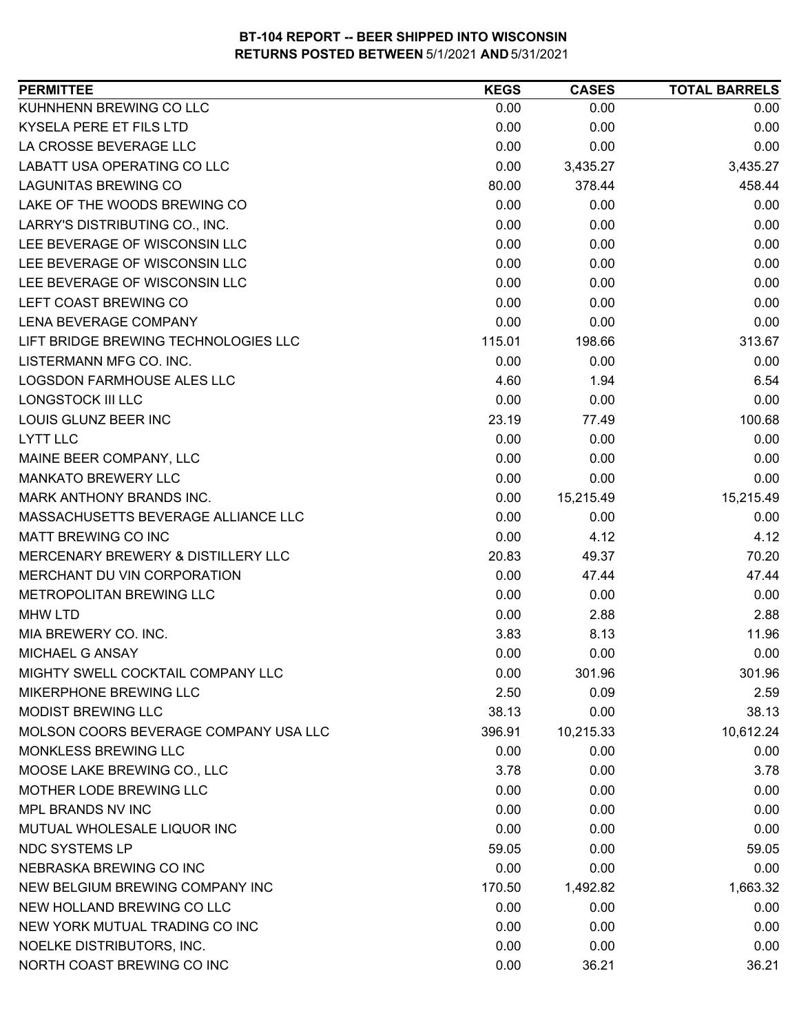# BT-104 REPORT -- BEER SHIPPED INTO WISCONSIN
## RETURNS POSTED BETWEEN 5/1/2021 AND 5/31/2021

| PERMITTEE | KEGS | CASES | TOTAL BARRELS |
|---|---|---|---|
| KUHNHENN BREWING CO LLC | 0.00 | 0.00 | 0.00 |
| KYSELA PERE ET FILS LTD | 0.00 | 0.00 | 0.00 |
| LA CROSSE BEVERAGE LLC | 0.00 | 0.00 | 0.00 |
| LABATT USA OPERATING CO LLC | 0.00 | 3,435.27 | 3,435.27 |
| LAGUNITAS BREWING CO | 80.00 | 378.44 | 458.44 |
| LAKE OF THE WOODS BREWING CO | 0.00 | 0.00 | 0.00 |
| LARRY'S DISTRIBUTING CO., INC. | 0.00 | 0.00 | 0.00 |
| LEE BEVERAGE OF WISCONSIN LLC | 0.00 | 0.00 | 0.00 |
| LEE BEVERAGE OF WISCONSIN LLC | 0.00 | 0.00 | 0.00 |
| LEE BEVERAGE OF WISCONSIN LLC | 0.00 | 0.00 | 0.00 |
| LEFT COAST BREWING CO | 0.00 | 0.00 | 0.00 |
| LENA BEVERAGE COMPANY | 0.00 | 0.00 | 0.00 |
| LIFT BRIDGE BREWING TECHNOLOGIES LLC | 115.01 | 198.66 | 313.67 |
| LISTERMANN MFG CO. INC. | 0.00 | 0.00 | 0.00 |
| LOGSDON FARMHOUSE ALES LLC | 4.60 | 1.94 | 6.54 |
| LONGSTOCK III LLC | 0.00 | 0.00 | 0.00 |
| LOUIS GLUNZ BEER INC | 23.19 | 77.49 | 100.68 |
| LYTT LLC | 0.00 | 0.00 | 0.00 |
| MAINE BEER COMPANY, LLC | 0.00 | 0.00 | 0.00 |
| MANKATO BREWERY LLC | 0.00 | 0.00 | 0.00 |
| MARK ANTHONY BRANDS INC. | 0.00 | 15,215.49 | 15,215.49 |
| MASSACHUSETTS BEVERAGE ALLIANCE LLC | 0.00 | 0.00 | 0.00 |
| MATT BREWING CO INC | 0.00 | 4.12 | 4.12 |
| MERCENARY BREWERY & DISTILLERY LLC | 20.83 | 49.37 | 70.20 |
| MERCHANT DU VIN CORPORATION | 0.00 | 47.44 | 47.44 |
| METROPOLITAN BREWING LLC | 0.00 | 0.00 | 0.00 |
| MHW LTD | 0.00 | 2.88 | 2.88 |
| MIA BREWERY CO. INC. | 3.83 | 8.13 | 11.96 |
| MICHAEL G ANSAY | 0.00 | 0.00 | 0.00 |
| MIGHTY SWELL COCKTAIL COMPANY LLC | 0.00 | 301.96 | 301.96 |
| MIKERPHONE BREWING LLC | 2.50 | 0.09 | 2.59 |
| MODIST BREWING LLC | 38.13 | 0.00 | 38.13 |
| MOLSON COORS BEVERAGE COMPANY USA LLC | 396.91 | 10,215.33 | 10,612.24 |
| MONKLESS BREWING LLC | 0.00 | 0.00 | 0.00 |
| MOOSE LAKE BREWING CO., LLC | 3.78 | 0.00 | 3.78 |
| MOTHER LODE BREWING LLC | 0.00 | 0.00 | 0.00 |
| MPL BRANDS NV INC | 0.00 | 0.00 | 0.00 |
| MUTUAL WHOLESALE LIQUOR INC | 0.00 | 0.00 | 0.00 |
| NDC SYSTEMS LP | 59.05 | 0.00 | 59.05 |
| NEBRASKA BREWING CO INC | 0.00 | 0.00 | 0.00 |
| NEW BELGIUM BREWING COMPANY INC | 170.50 | 1,492.82 | 1,663.32 |
| NEW HOLLAND BREWING CO LLC | 0.00 | 0.00 | 0.00 |
| NEW YORK MUTUAL TRADING CO INC | 0.00 | 0.00 | 0.00 |
| NOELKE DISTRIBUTORS, INC. | 0.00 | 0.00 | 0.00 |
| NORTH COAST BREWING CO INC | 0.00 | 36.21 | 36.21 |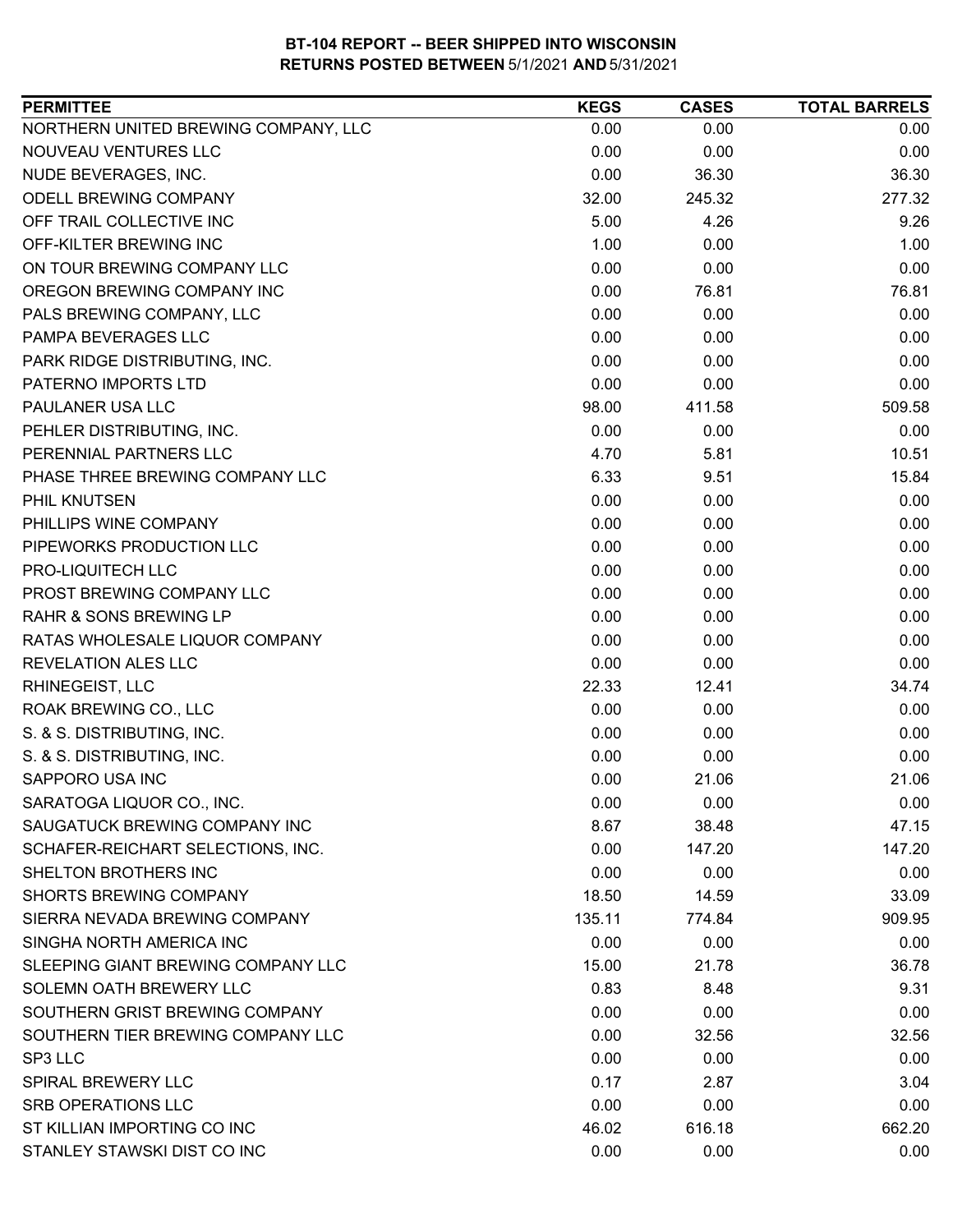**BT-104 REPORT -- BEER SHIPPED INTO WISCONSIN**
**RETURNS POSTED BETWEEN 5/1/2021 AND 5/31/2021**

| PERMITTEE | KEGS | CASES | TOTAL BARRELS |
|---|---|---|---|
| NORTHERN UNITED BREWING COMPANY, LLC | 0.00 | 0.00 | 0.00 |
| NOUVEAU VENTURES LLC | 0.00 | 0.00 | 0.00 |
| NUDE BEVERAGES, INC. | 0.00 | 36.30 | 36.30 |
| ODELL BREWING COMPANY | 32.00 | 245.32 | 277.32 |
| OFF TRAIL COLLECTIVE INC | 5.00 | 4.26 | 9.26 |
| OFF-KILTER BREWING INC | 1.00 | 0.00 | 1.00 |
| ON TOUR BREWING COMPANY LLC | 0.00 | 0.00 | 0.00 |
| OREGON BREWING COMPANY INC | 0.00 | 76.81 | 76.81 |
| PALS BREWING COMPANY, LLC | 0.00 | 0.00 | 0.00 |
| PAMPA BEVERAGES LLC | 0.00 | 0.00 | 0.00 |
| PARK RIDGE DISTRIBUTING, INC. | 0.00 | 0.00 | 0.00 |
| PATERNO IMPORTS LTD | 0.00 | 0.00 | 0.00 |
| PAULANER USA LLC | 98.00 | 411.58 | 509.58 |
| PEHLER DISTRIBUTING, INC. | 0.00 | 0.00 | 0.00 |
| PERENNIAL PARTNERS LLC | 4.70 | 5.81 | 10.51 |
| PHASE THREE BREWING COMPANY LLC | 6.33 | 9.51 | 15.84 |
| PHIL KNUTSEN | 0.00 | 0.00 | 0.00 |
| PHILLIPS WINE COMPANY | 0.00 | 0.00 | 0.00 |
| PIPEWORKS PRODUCTION LLC | 0.00 | 0.00 | 0.00 |
| PRO-LIQUITECH LLC | 0.00 | 0.00 | 0.00 |
| PROST BREWING COMPANY LLC | 0.00 | 0.00 | 0.00 |
| RAHR & SONS BREWING LP | 0.00 | 0.00 | 0.00 |
| RATAS WHOLESALE LIQUOR COMPANY | 0.00 | 0.00 | 0.00 |
| REVELATION ALES LLC | 0.00 | 0.00 | 0.00 |
| RHINEGEIST, LLC | 22.33 | 12.41 | 34.74 |
| ROAK BREWING CO., LLC | 0.00 | 0.00 | 0.00 |
| S. & S. DISTRIBUTING, INC. | 0.00 | 0.00 | 0.00 |
| S. & S. DISTRIBUTING, INC. | 0.00 | 0.00 | 0.00 |
| SAPPORO USA INC | 0.00 | 21.06 | 21.06 |
| SARATOGA LIQUOR CO., INC. | 0.00 | 0.00 | 0.00 |
| SAUGATUCK BREWING COMPANY INC | 8.67 | 38.48 | 47.15 |
| SCHAFER-REICHART SELECTIONS, INC. | 0.00 | 147.20 | 147.20 |
| SHELTON BROTHERS INC | 0.00 | 0.00 | 0.00 |
| SHORTS BREWING COMPANY | 18.50 | 14.59 | 33.09 |
| SIERRA NEVADA BREWING COMPANY | 135.11 | 774.84 | 909.95 |
| SINGHA NORTH AMERICA INC | 0.00 | 0.00 | 0.00 |
| SLEEPING GIANT BREWING COMPANY LLC | 15.00 | 21.78 | 36.78 |
| SOLEMN OATH BREWERY LLC | 0.83 | 8.48 | 9.31 |
| SOUTHERN GRIST BREWING COMPANY | 0.00 | 0.00 | 0.00 |
| SOUTHERN TIER BREWING COMPANY LLC | 0.00 | 32.56 | 32.56 |
| SP3 LLC | 0.00 | 0.00 | 0.00 |
| SPIRAL BREWERY LLC | 0.17 | 2.87 | 3.04 |
| SRB OPERATIONS LLC | 0.00 | 0.00 | 0.00 |
| ST KILLIAN IMPORTING CO INC | 46.02 | 616.18 | 662.20 |
| STANLEY STAWSKI DIST CO INC | 0.00 | 0.00 | 0.00 |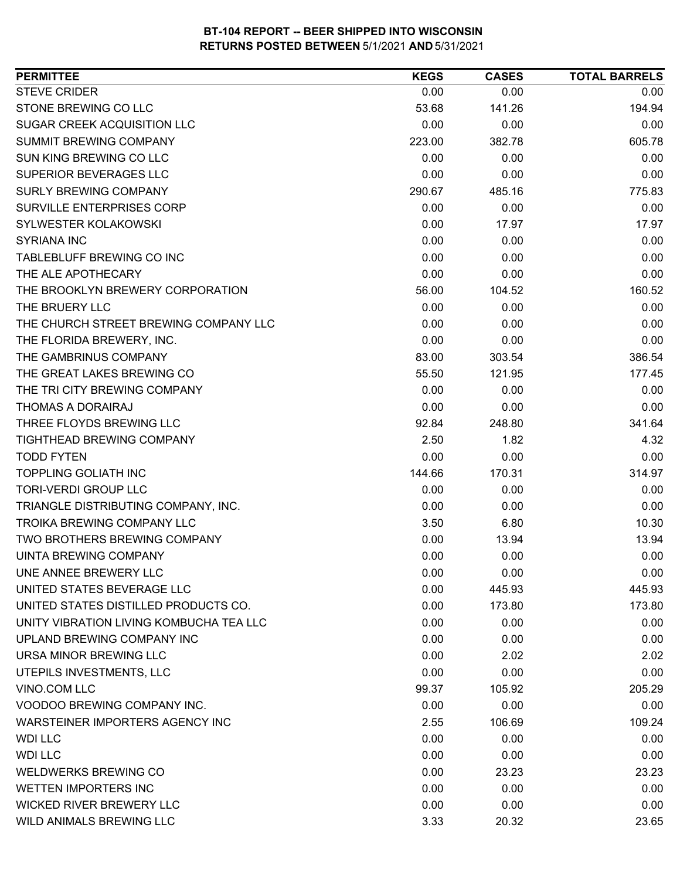**BT-104 REPORT -- BEER SHIPPED INTO WISCONSIN**
**RETURNS POSTED BETWEEN 5/1/2021 AND 5/31/2021**

| PERMITTEE | KEGS | CASES | TOTAL BARRELS |
|---|---|---|---|
| STEVE CRIDER | 0.00 | 0.00 | 0.00 |
| STONE BREWING CO LLC | 53.68 | 141.26 | 194.94 |
| SUGAR CREEK ACQUISITION LLC | 0.00 | 0.00 | 0.00 |
| SUMMIT BREWING COMPANY | 223.00 | 382.78 | 605.78 |
| SUN KING BREWING CO LLC | 0.00 | 0.00 | 0.00 |
| SUPERIOR BEVERAGES LLC | 0.00 | 0.00 | 0.00 |
| SURLY BREWING COMPANY | 290.67 | 485.16 | 775.83 |
| SURVILLE ENTERPRISES CORP | 0.00 | 0.00 | 0.00 |
| SYLWESTER KOLAKOWSKI | 0.00 | 17.97 | 17.97 |
| SYRIANA INC | 0.00 | 0.00 | 0.00 |
| TABLEBLUFF BREWING CO INC | 0.00 | 0.00 | 0.00 |
| THE ALE APOTHECARY | 0.00 | 0.00 | 0.00 |
| THE BROOKLYN BREWERY CORPORATION | 56.00 | 104.52 | 160.52 |
| THE BRUERY LLC | 0.00 | 0.00 | 0.00 |
| THE CHURCH STREET BREWING COMPANY LLC | 0.00 | 0.00 | 0.00 |
| THE FLORIDA BREWERY, INC. | 0.00 | 0.00 | 0.00 |
| THE GAMBRINUS COMPANY | 83.00 | 303.54 | 386.54 |
| THE GREAT LAKES BREWING CO | 55.50 | 121.95 | 177.45 |
| THE TRI CITY BREWING COMPANY | 0.00 | 0.00 | 0.00 |
| THOMAS A DORAIRAJ | 0.00 | 0.00 | 0.00 |
| THREE FLOYDS BREWING LLC | 92.84 | 248.80 | 341.64 |
| TIGHTHEAD BREWING COMPANY | 2.50 | 1.82 | 4.32 |
| TODD FYTEN | 0.00 | 0.00 | 0.00 |
| TOPPLING GOLIATH INC | 144.66 | 170.31 | 314.97 |
| TORI-VERDI GROUP LLC | 0.00 | 0.00 | 0.00 |
| TRIANGLE DISTRIBUTING COMPANY, INC. | 0.00 | 0.00 | 0.00 |
| TROIKA BREWING COMPANY LLC | 3.50 | 6.80 | 10.30 |
| TWO BROTHERS BREWING COMPANY | 0.00 | 13.94 | 13.94 |
| UINTA BREWING COMPANY | 0.00 | 0.00 | 0.00 |
| UNE ANNEE BREWERY LLC | 0.00 | 0.00 | 0.00 |
| UNITED STATES BEVERAGE LLC | 0.00 | 445.93 | 445.93 |
| UNITED STATES DISTILLED PRODUCTS CO. | 0.00 | 173.80 | 173.80 |
| UNITY VIBRATION LIVING KOMBUCHA TEA LLC | 0.00 | 0.00 | 0.00 |
| UPLAND BREWING COMPANY INC | 0.00 | 0.00 | 0.00 |
| URSA MINOR BREWING LLC | 0.00 | 2.02 | 2.02 |
| UTEPILS INVESTMENTS, LLC | 0.00 | 0.00 | 0.00 |
| VINO.COM LLC | 99.37 | 105.92 | 205.29 |
| VOODOO BREWING COMPANY INC. | 0.00 | 0.00 | 0.00 |
| WARSTEINER IMPORTERS AGENCY INC | 2.55 | 106.69 | 109.24 |
| WDI LLC | 0.00 | 0.00 | 0.00 |
| WDI LLC | 0.00 | 0.00 | 0.00 |
| WELDWERKS BREWING CO | 0.00 | 23.23 | 23.23 |
| WETTEN IMPORTERS INC | 0.00 | 0.00 | 0.00 |
| WICKED RIVER BREWERY LLC | 0.00 | 0.00 | 0.00 |
| WILD ANIMALS BREWING LLC | 3.33 | 20.32 | 23.65 |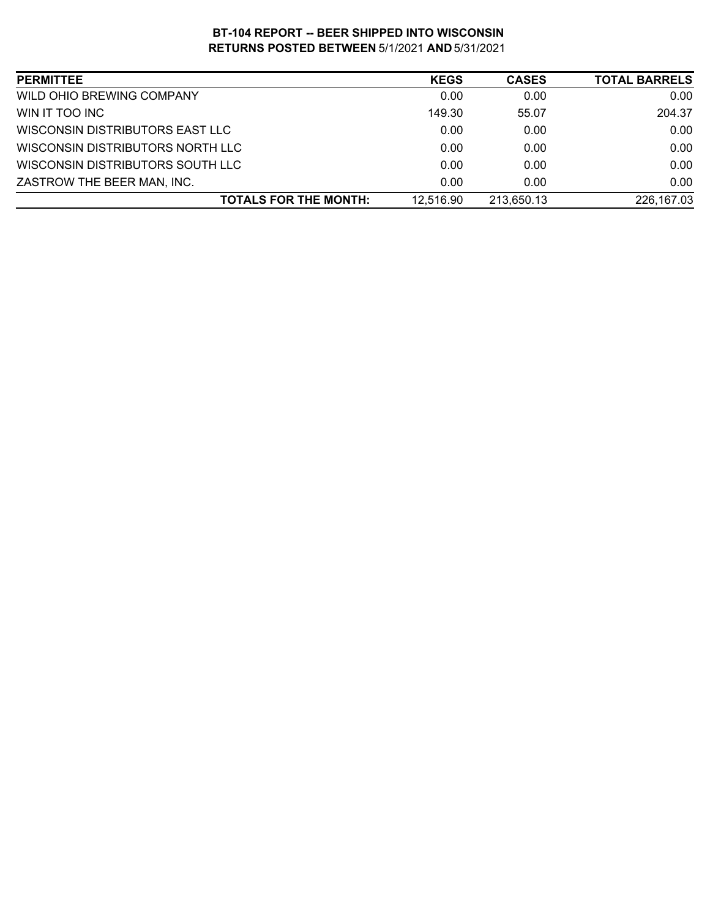**BT-104 REPORT -- BEER SHIPPED INTO WISCONSIN**
**RETURNS POSTED BETWEEN** 5/1/2021 **AND** 5/31/2021

| PERMITTEE | KEGS | CASES | TOTAL BARRELS |
|---|---|---|---|
| WILD OHIO BREWING COMPANY | 0.00 | 0.00 | 0.00 |
| WIN IT TOO INC | 149.30 | 55.07 | 204.37 |
| WISCONSIN DISTRIBUTORS EAST LLC | 0.00 | 0.00 | 0.00 |
| WISCONSIN DISTRIBUTORS NORTH LLC | 0.00 | 0.00 | 0.00 |
| WISCONSIN DISTRIBUTORS SOUTH LLC | 0.00 | 0.00 | 0.00 |
| ZASTROW THE BEER MAN, INC. | 0.00 | 0.00 | 0.00 |
| **TOTALS FOR THE MONTH:** | 12,516.90 | 213,650.13 | 226,167.03 |